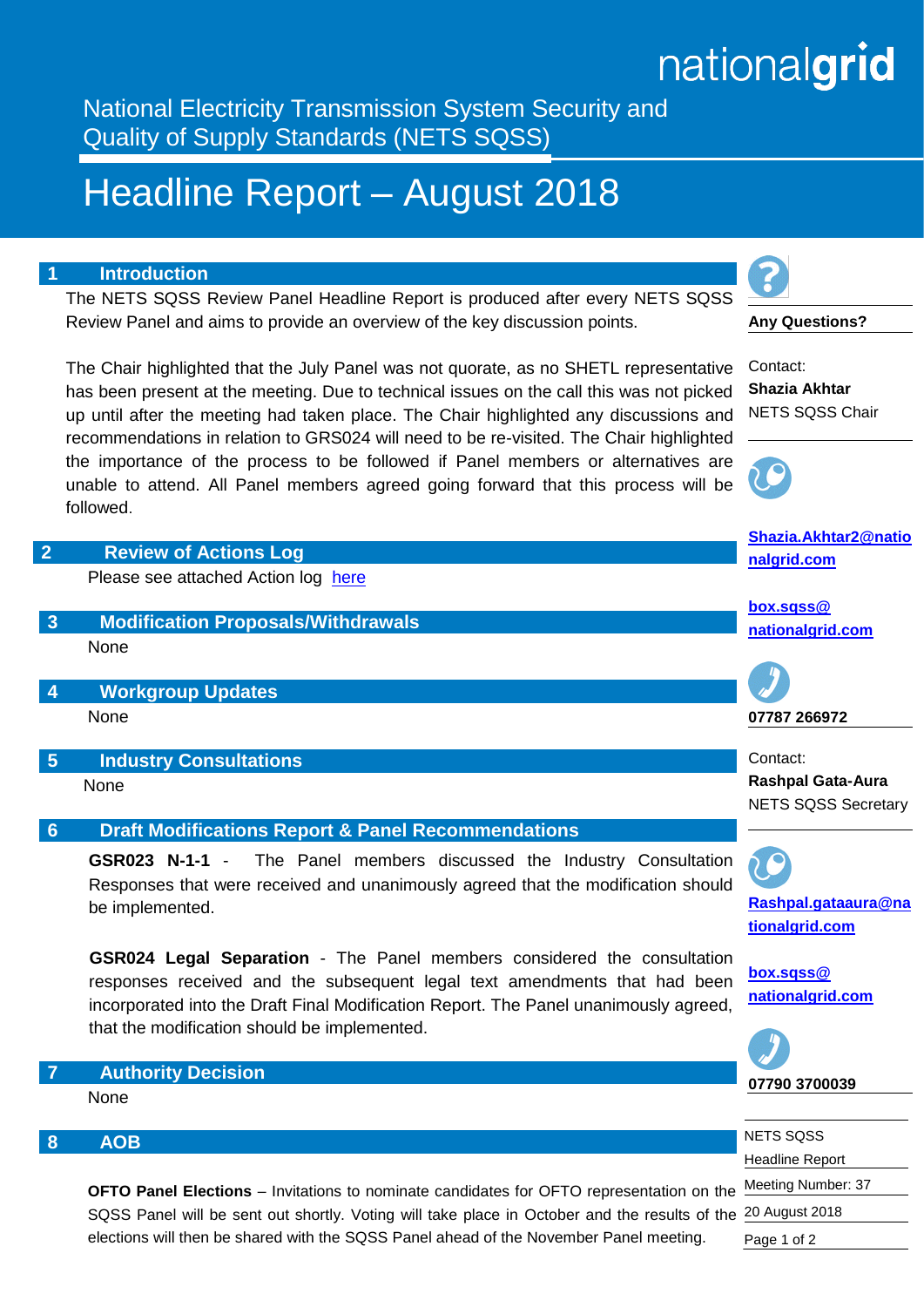nationalgrid

National Electricity Transmission System Security and Quality of Supply Standards (NETS SQSS)

# Headline Report – August 2018

## 1 Introduction

The NETS SQSS Review Panel Headline Report is produced after every NETS SQSS Review Panel and aims to provide an overview of the key discussion points.

The Chair highlighted that the July Panel was not quorate, as no SHETL representative has been present at the meeting. Due to technical issues on the call this was not picked up until after the meeting had taken place. The Chair highlighted any discussions and recommendations in relation to GRS024 will need to be re-visited. The Chair highlighted the importance of the process to be followed if Panel members or alternatives are unable to attend. All Panel members agreed going forward that this process will be followed.

## 2 Review of Actions Log

Please see attached Action log here

## 3 Modification Proposals/Withdrawals

None

## 4 Workgroup Updates

None

## 5 Industry Consultations

None

## 6 Draft Modifications Report & Panel Recommendations

**GSR023 N-1-1** - The Panel members discussed the Industry Consultation Responses that were received and unanimously agreed that the modification should be implemented.

**GSR024 Legal Separation** - The Panel members considered the consultation responses received and the subsequent legal text amendments that had been incorporated into the Draft Final Modification Report. The Panel unanimously agreed, that the modification should be implemented.

## 7 Authority Decision

None

## 8 AOB

**OFTO Panel Elections** – Invitations to nominate candidates for OFTO representation on the SQSS Panel will be sent out shortly. Voting will take place in October and the results of the elections will then be shared with the SQSS Panel ahead of the November Panel meeting.

---

**Any Questions?**

Contact:
**Shazia Akhtar**
NETS SQSS Chair

**Shazia.Akhtar2@nationalgrid.com**

**box.sqss@nationalgrid.com**

**07787 266972**

Contact:
**Rashpal Gata-Aura**
NETS SQSS Secretary

**Rashpal.gataaura@nationalgrid.com**

**box.sqss@nationalgrid.com**

**07790 3700039**

NETS SQSS Headline Report
Meeting Number: 37
20 August 2018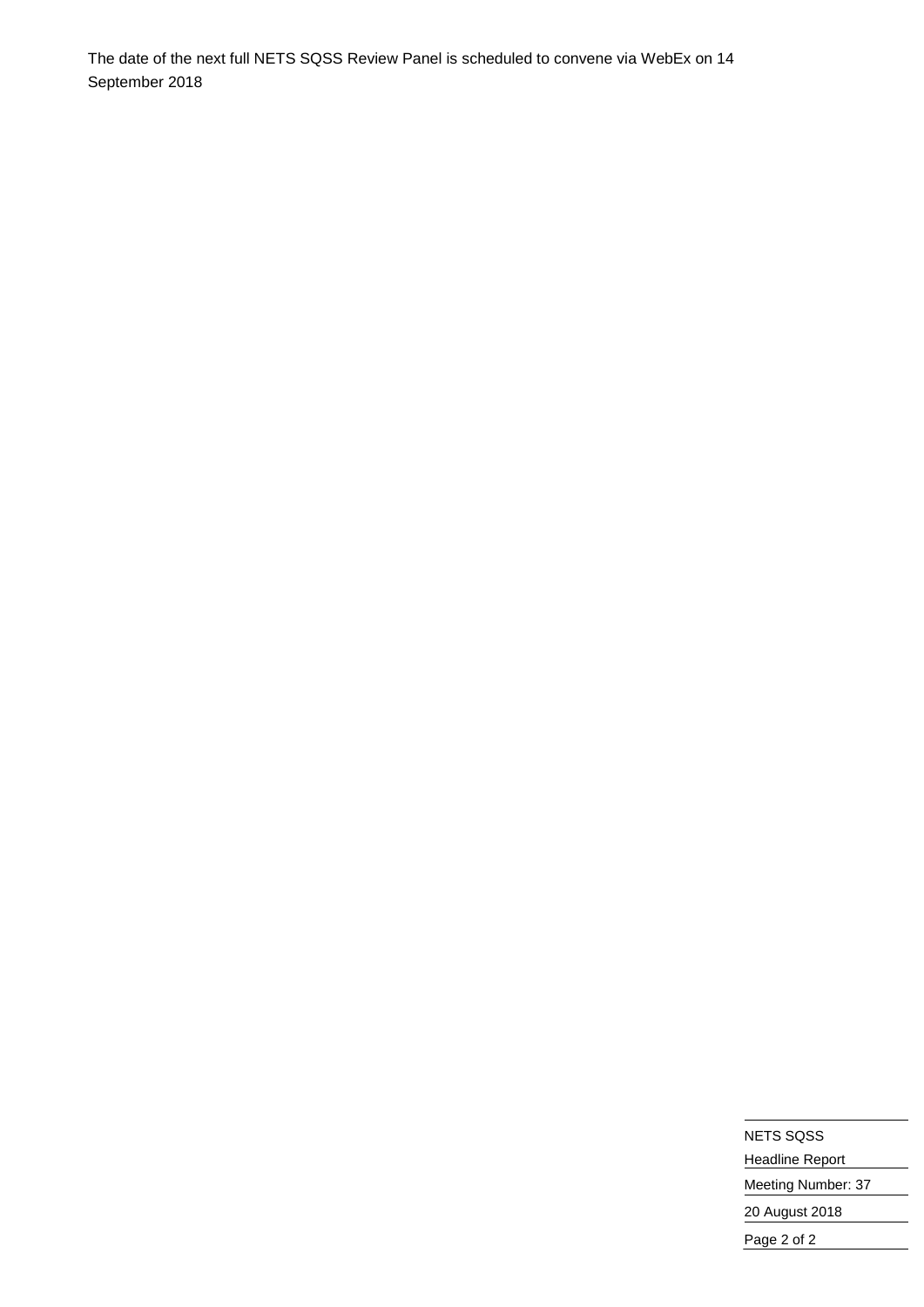The date of the next full NETS SQSS Review Panel is scheduled to convene via WebEx on 14 September 2018